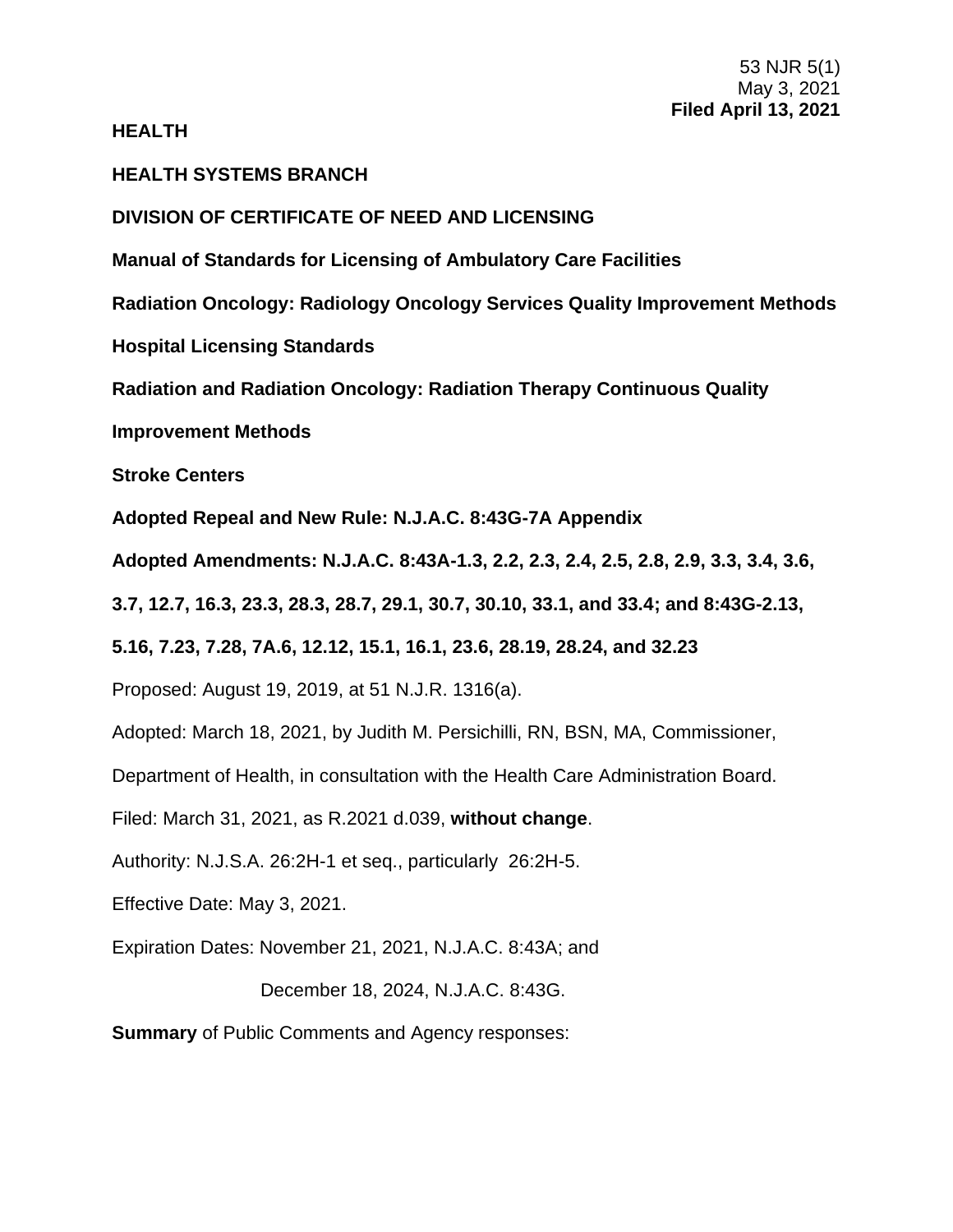53 NJR 5(1)
May 3, 2021
**Filed April 13, 2021**

**HEALTH**

**HEALTH SYSTEMS BRANCH**

**DIVISION OF CERTIFICATE OF NEED AND LICENSING**

**Manual of Standards for Licensing of Ambulatory Care Facilities**

**Radiation Oncology: Radiology Oncology Services Quality Improvement Methods**

**Hospital Licensing Standards**

**Radiation and Radiation Oncology: Radiation Therapy Continuous Quality Improvement Methods**

**Stroke Centers**

**Adopted Repeal and New Rule: N.J.A.C. 8:43G-7A Appendix**

**Adopted Amendments: N.J.A.C. 8:43A-1.3, 2.2, 2.3, 2.4, 2.5, 2.8, 2.9, 3.3, 3.4, 3.6, 3.7, 12.7, 16.3, 23.3, 28.3, 28.7, 29.1, 30.7, 30.10, 33.1, and 33.4; and 8:43G-2.13, 5.16, 7.23, 7.28, 7A.6, 12.12, 15.1, 16.1, 23.6, 28.19, 28.24, and 32.23**

Proposed: August 19, 2019, at 51 N.J.R. 1316(a).

Adopted: March 18, 2021, by Judith M. Persichilli, RN, BSN, MA, Commissioner, Department of Health, in consultation with the Health Care Administration Board.

Filed: March 31, 2021, as R.2021 d.039, **without change**.

Authority: N.J.S.A. 26:2H-1 et seq., particularly 26:2H-5.

Effective Date: May 3, 2021.

Expiration Dates: November 21, 2021, N.J.A.C. 8:43A; and

December 18, 2024, N.J.A.C. 8:43G.

**Summary** of Public Comments and Agency responses: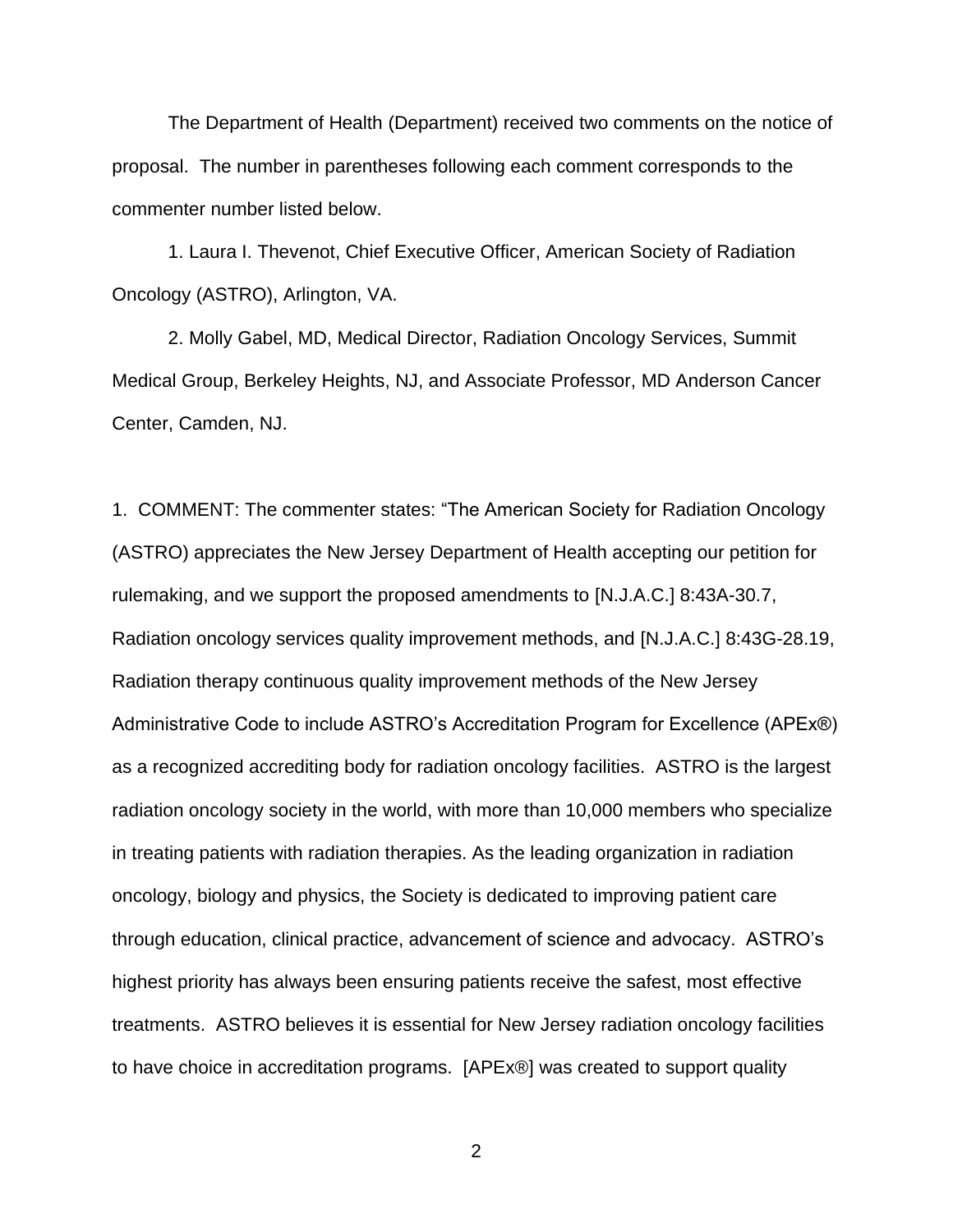The Department of Health (Department) received two comments on the notice of proposal. The number in parentheses following each comment corresponds to the commenter number listed below.

1. Laura I. Thevenot, Chief Executive Officer, American Society of Radiation Oncology (ASTRO), Arlington, VA.

2. Molly Gabel, MD, Medical Director, Radiation Oncology Services, Summit Medical Group, Berkeley Heights, NJ, and Associate Professor, MD Anderson Cancer Center, Camden, NJ.

1. COMMENT: The commenter states: "The American Society for Radiation Oncology (ASTRO) appreciates the New Jersey Department of Health accepting our petition for rulemaking, and we support the proposed amendments to [N.J.A.C.] 8:43A-30.7, Radiation oncology services quality improvement methods, and [N.J.A.C.] 8:43G-28.19, Radiation therapy continuous quality improvement methods of the New Jersey Administrative Code to include ASTRO's Accreditation Program for Excellence (APEx®) as a recognized accrediting body for radiation oncology facilities. ASTRO is the largest radiation oncology society in the world, with more than 10,000 members who specialize in treating patients with radiation therapies. As the leading organization in radiation oncology, biology and physics, the Society is dedicated to improving patient care through education, clinical practice, advancement of science and advocacy. ASTRO's highest priority has always been ensuring patients receive the safest, most effective treatments. ASTRO believes it is essential for New Jersey radiation oncology facilities to have choice in accreditation programs. [APEx®] was created to support quality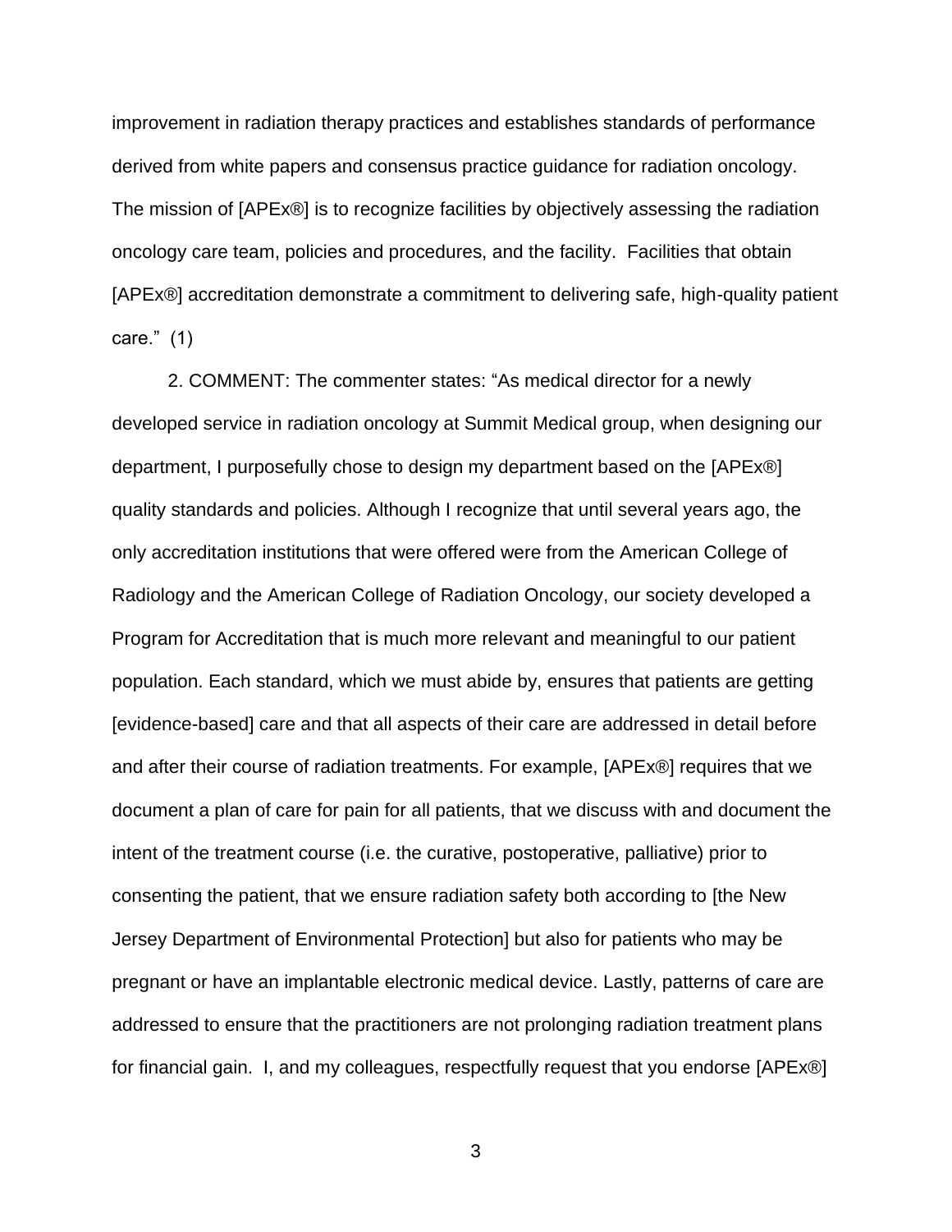improvement in radiation therapy practices and establishes standards of performance derived from white papers and consensus practice guidance for radiation oncology. The mission of [APEx®] is to recognize facilities by objectively assessing the radiation oncology care team, policies and procedures, and the facility. Facilities that obtain [APEx®] accreditation demonstrate a commitment to delivering safe, high-quality patient care." (1)

2. COMMENT: The commenter states: "As medical director for a newly developed service in radiation oncology at Summit Medical group, when designing our department, I purposefully chose to design my department based on the [APEx®] quality standards and policies. Although I recognize that until several years ago, the only accreditation institutions that were offered were from the American College of Radiology and the American College of Radiation Oncology, our society developed a Program for Accreditation that is much more relevant and meaningful to our patient population. Each standard, which we must abide by, ensures that patients are getting [evidence-based] care and that all aspects of their care are addressed in detail before and after their course of radiation treatments. For example, [APEx®] requires that we document a plan of care for pain for all patients, that we discuss with and document the intent of the treatment course (i.e. the curative, postoperative, palliative) prior to consenting the patient, that we ensure radiation safety both according to [the New Jersey Department of Environmental Protection] but also for patients who may be pregnant or have an implantable electronic medical device. Lastly, patterns of care are addressed to ensure that the practitioners are not prolonging radiation treatment plans for financial gain. I, and my colleagues, respectfully request that you endorse [APEx®]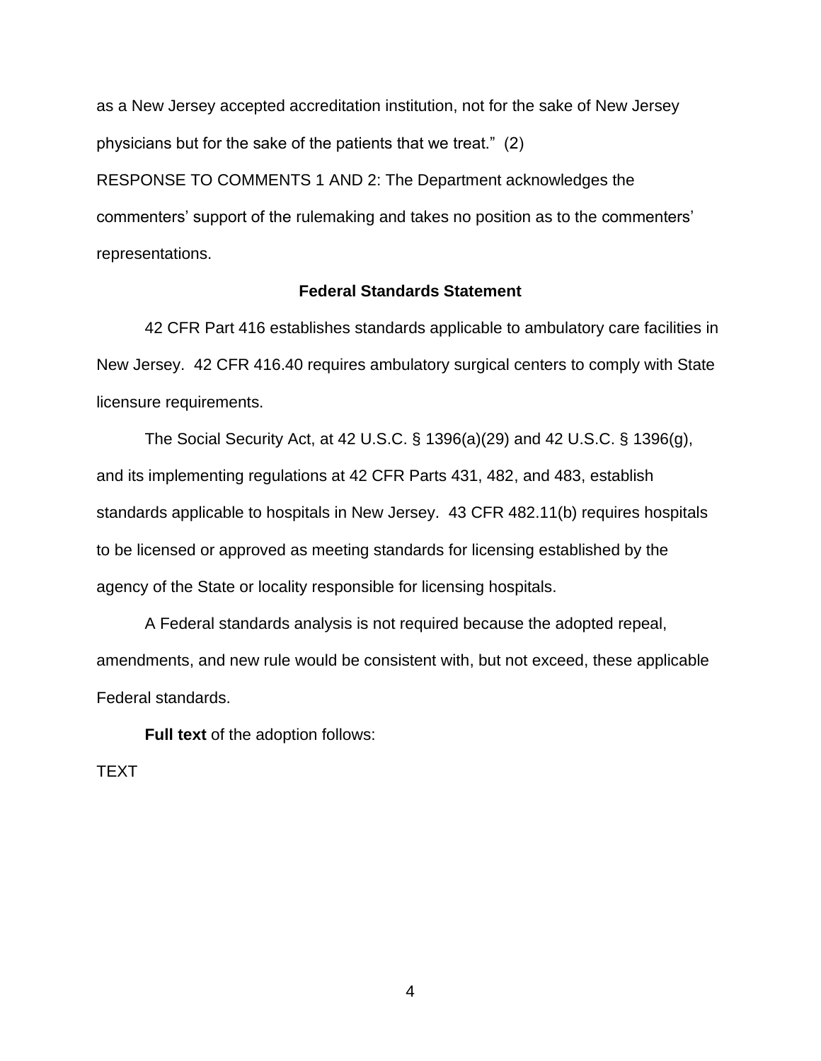as a New Jersey accepted accreditation institution, not for the sake of New Jersey physicians but for the sake of the patients that we treat." (2)

RESPONSE TO COMMENTS 1 AND 2: The Department acknowledges the commenters' support of the rulemaking and takes no position as to the commenters' representations.

**Federal Standards Statement**

42 CFR Part 416 establishes standards applicable to ambulatory care facilities in New Jersey. 42 CFR 416.40 requires ambulatory surgical centers to comply with State licensure requirements.

The Social Security Act, at 42 U.S.C. § 1396(a)(29) and 42 U.S.C. § 1396(g), and its implementing regulations at 42 CFR Parts 431, 482, and 483, establish standards applicable to hospitals in New Jersey. 43 CFR 482.11(b) requires hospitals to be licensed or approved as meeting standards for licensing established by the agency of the State or locality responsible for licensing hospitals.

A Federal standards analysis is not required because the adopted repeal, amendments, and new rule would be consistent with, but not exceed, these applicable Federal standards.

**Full text** of the adoption follows:

TEXT